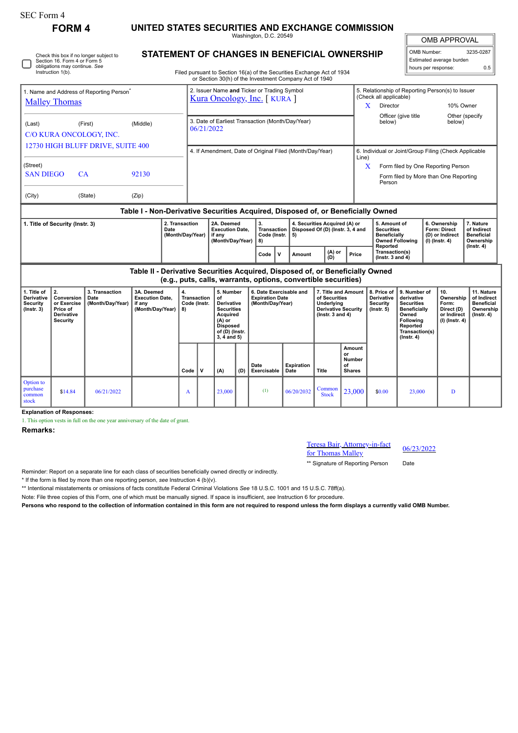SEC Form 4

# FORM 4

## UNITED STATES SECURITIES AND EXCHANGE COMMISSION

Washington, D.C. 20549

## STATEMENT OF CHANGES IN BENEFICIAL OWNERSHIP

Filed pursuant to Section 16(a) of the Securities Exchange Act of 1934 or Section 30(h) of the Investment Company Act of 1940

| OMB APPROVAL | |
|---|---|
| OMB Number: | 3235-0287 |
| Estimated average burden | |
| hours per response: | 0.5 |

☐ Check this box if no longer subject to Section 16. Form 4 or Form 5 obligations may continue. *See* Instruction 1(b).

| 1. Name and Address of Reporting Person* | 2. Issuer Name and Ticker or Trading Symbol | 5. Relationship of Reporting Person(s) to Issuer (Check all applicable) |
|---|---|---|
| Malley Thomas | Kura Oncology, Inc. [ KURA ] | X Director; 10% Owner; Officer (give title below); Other (specify below) |
| (Last) (First) (Middle) C/O KURA ONCOLOGY, INC. 12730 HIGH BLUFF DRIVE, SUITE 400 | 3. Date of Earliest Transaction (Month/Day/Year) 06/21/2022 | |
| (Street) SAN DIEGO CA 92130 | 4. If Amendment, Date of Original Filed (Month/Day/Year) | 6. Individual or Joint/Group Filing (Check Applicable Line) X Form filed by One Reporting Person; Form filed by More than One Reporting Person |
| (City) (State) (Zip) | | |

### Table I - Non-Derivative Securities Acquired, Disposed of, or Beneficially Owned

| 1. Title of Security (Instr. 3) | 2. Transaction Date (Month/Day/Year) | 2A. Deemed Execution Date, if any (Month/Day/Year) | 3. Transaction Code (Instr. 8) | | 4. Securities Acquired (A) or Disposed Of (D) (Instr. 3, 4 and 5) | | | 5. Amount of Securities Beneficially Owned Following Reported Transaction(s) (Instr. 3 and 4) | 6. Ownership Form: Direct (D) or Indirect (I) (Instr. 4) | 7. Nature of Indirect Beneficial Ownership (Instr. 4) |
|---|---|---|---|---|---|---|---|---|---|---|
| | | | Code | V | Amount | (A) or (D) | Price | | | |

### Table II - Derivative Securities Acquired, Disposed of, or Beneficially Owned (e.g., puts, calls, warrants, options, convertible securities)

| 1. Title of Derivative Security (Instr. 3) | 2. Conversion or Exercise Price of Derivative Security | 3. Transaction Date (Month/Day/Year) | 3A. Deemed Execution Date, if any (Month/Day/Year) | 4. Transaction Code (Instr. 8) | | 5. Number of Derivative Securities Acquired (A) or Disposed of (D) (Instr. 3, 4 and 5) | | 6. Date Exercisable and Expiration Date (Month/Day/Year) | | 7. Title and Amount of Securities Underlying Derivative Security (Instr. 3 and 4) | | 8. Price of Derivative Security (Instr. 5) | 9. Number of derivative Securities Beneficially Owned Following Reported Transaction(s) (Instr. 4) | 10. Ownership Form: Direct (D) or Indirect (I) (Instr. 4) | 11. Nature of Indirect Beneficial Ownership (Instr. 4) |
|---|---|---|---|---|---|---|---|---|---|---|---|---|---|---|---|
| | | | | Code | V | (A) | (D) | Date Exercisable | Expiration Date | Title | Amount or Number of Shares | | | | |
| Option to purchase common stock | $14.84 | 06/21/2022 | | A | | 23,000 | | (1) | 06/20/2032 | Common Stock | 23,000 | $0.00 | 23,000 | D | |

**Explanation of Responses:**

1. This option vests in full on the one year anniversary of the date of grant.

**Remarks:**

| Teresa Bair, Attorney-in-fact for Thomas Malley | 06/23/2022 |
|---|---|
| ** Signature of Reporting Person | Date |

Reminder: Report on a separate line for each class of securities beneficially owned directly or indirectly.

\* If the form is filed by more than one reporting person, *see* Instruction 4 (b)(v).

\*\* Intentional misstatements or omissions of facts constitute Federal Criminal Violations *See* 18 U.S.C. 1001 and 15 U.S.C. 78ff(a).

Note: File three copies of this Form, one of which must be manually signed. If space is insufficient, *see* Instruction 6 for procedure.

**Persons who respond to the collection of information contained in this form are not required to respond unless the form displays a currently valid OMB Number.**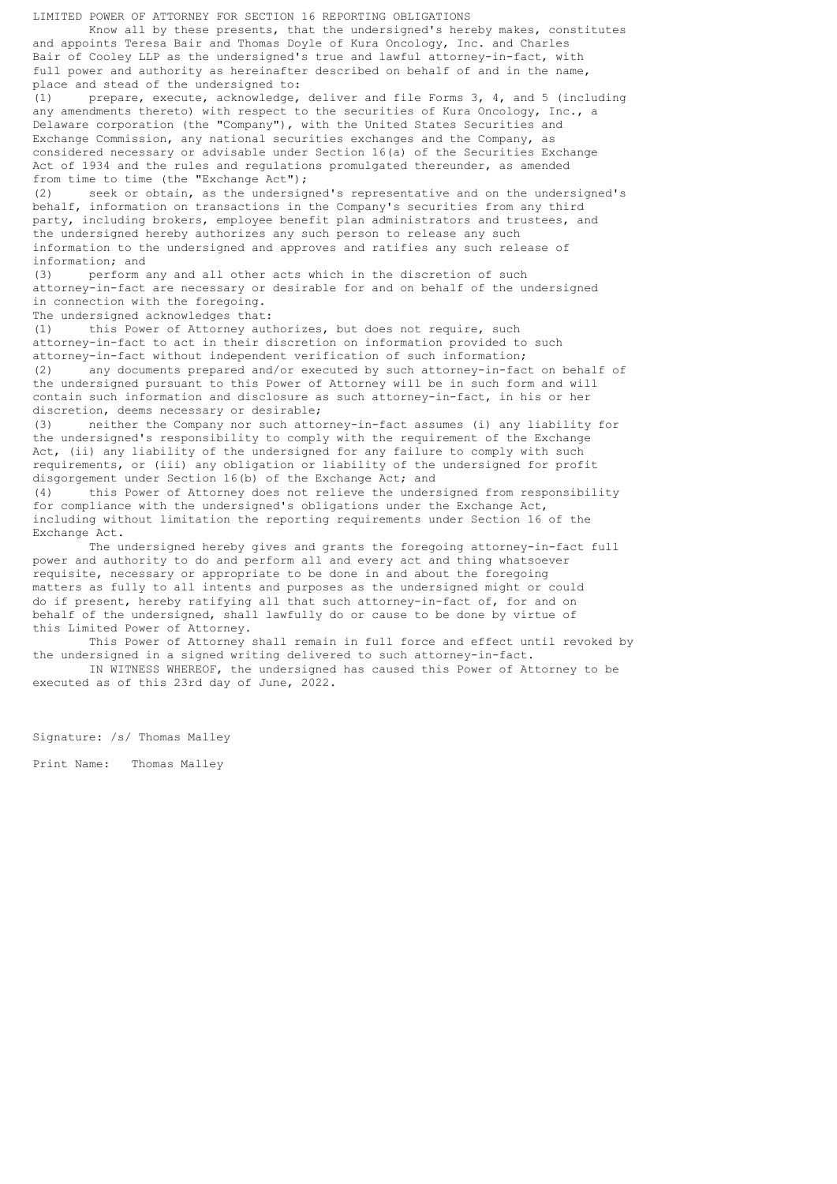LIMITED POWER OF ATTORNEY FOR SECTION 16 REPORTING OBLIGATIONS

Know all by these presents, that the undersigned's hereby makes, constitutes and appoints Teresa Bair and Thomas Doyle of Kura Oncology, Inc. and Charles Bair of Cooley LLP as the undersigned's true and lawful attorney-in-fact, with full power and authority as hereinafter described on behalf of and in the name, place and stead of the undersigned to:

(1) prepare, execute, acknowledge, deliver and file Forms 3, 4, and 5 (including any amendments thereto) with respect to the securities of Kura Oncology, Inc., a Delaware corporation (the "Company"), with the United States Securities and Exchange Commission, any national securities exchanges and the Company, as considered necessary or advisable under Section 16(a) of the Securities Exchange Act of 1934 and the rules and regulations promulgated thereunder, as amended from time to time (the "Exchange Act");

(2) seek or obtain, as the undersigned's representative and on the undersigned's behalf, information on transactions in the Company's securities from any third party, including brokers, employee benefit plan administrators and trustees, and the undersigned hereby authorizes any such person to release any such information to the undersigned and approves and ratifies any such release of information; and

(3) perform any and all other acts which in the discretion of such attorney-in-fact are necessary or desirable for and on behalf of the undersigned in connection with the foregoing.

The undersigned acknowledges that:

(1) this Power of Attorney authorizes, but does not require, such attorney-in-fact to act in their discretion on information provided to such attorney-in-fact without independent verification of such information;

(2) any documents prepared and/or executed by such attorney-in-fact on behalf of the undersigned pursuant to this Power of Attorney will be in such form and will contain such information and disclosure as such attorney-in-fact, in his or her discretion, deems necessary or desirable;

(3) neither the Company nor such attorney-in-fact assumes (i) any liability for the undersigned's responsibility to comply with the requirement of the Exchange Act, (ii) any liability of the undersigned for any failure to comply with such requirements, or (iii) any obligation or liability of the undersigned for profit disgorgement under Section 16(b) of the Exchange Act; and

(4) this Power of Attorney does not relieve the undersigned from responsibility for compliance with the undersigned's obligations under the Exchange Act, including without limitation the reporting requirements under Section 16 of the Exchange Act.

The undersigned hereby gives and grants the foregoing attorney-in-fact full power and authority to do and perform all and every act and thing whatsoever requisite, necessary or appropriate to be done in and about the foregoing matters as fully to all intents and purposes as the undersigned might or could do if present, hereby ratifying all that such attorney-in-fact of, for and on behalf of the undersigned, shall lawfully do or cause to be done by virtue of this Limited Power of Attorney.

This Power of Attorney shall remain in full force and effect until revoked by the undersigned in a signed writing delivered to such attorney-in-fact.

IN WITNESS WHEREOF, the undersigned has caused this Power of Attorney to be executed as of this 23rd day of June, 2022.

Signature: /s/ Thomas Malley

Print Name: Thomas Malley